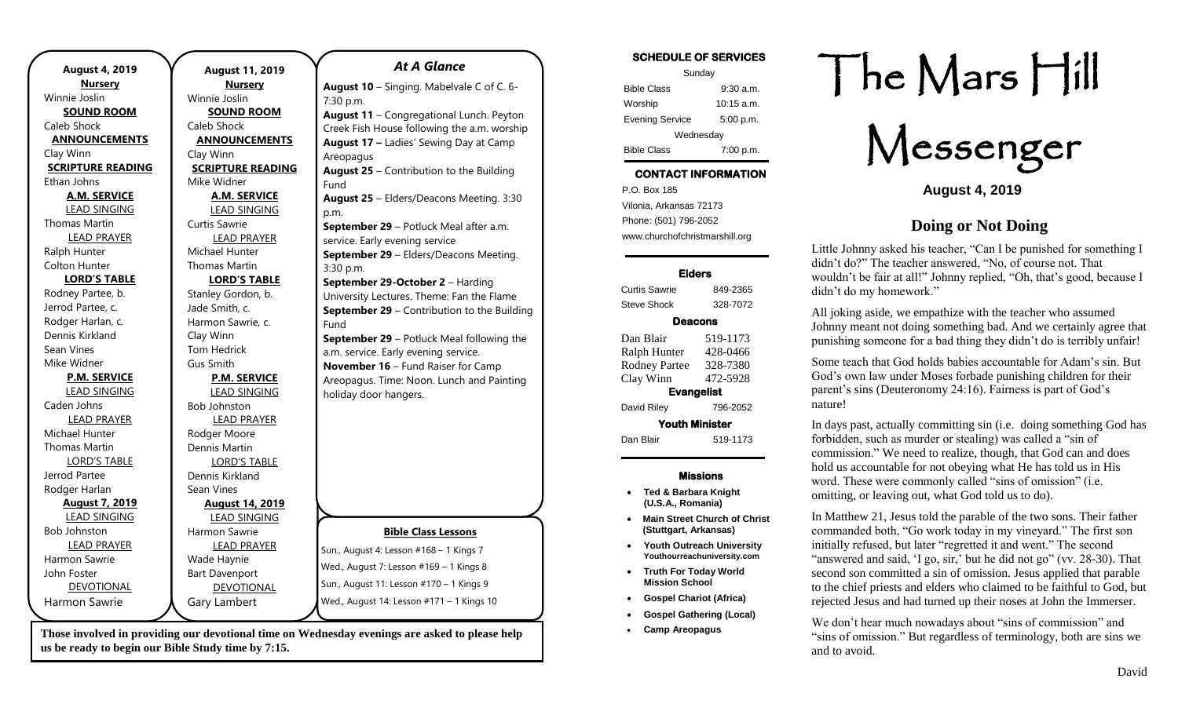**August 4, 2019**

**Nursery**
Winnie Joslin

**SOUND ROOM**
Caleb Shock

**ANNOUNCEMENTS**
Clay Winn

**SCRIPTURE READING**
Ethan Johns

**A.M. SERVICE**

LEAD SINGING
Thomas Martin

LEAD PRAYER
Ralph Hunter
Colton Hunter

**LORD'S TABLE**
Rodney Partee, b.
Jerrod Partee, c.
Rodger Harlan, c.
Dennis Kirkland
Sean Vines
Mike Widner

**P.M. SERVICE**

LEAD SINGING
Caden Johns

LEAD PRAYER
Michael Hunter
Thomas Martin

LORD'S TABLE
Jerrod Partee
Rodger Harlan

**August 7, 2019**

LEAD SINGING
Bob Johnston

LEAD PRAYER
Harmon Sawrie
John Foster

DEVOTIONAL
Harmon Sawrie

**August 11, 2019**

**Nursery**
Winnie Joslin

**SOUND ROOM**
Caleb Shock

**ANNOUNCEMENTS**
Clay Winn

**SCRIPTURE READING**
Mike Widner

**A.M. SERVICE**

LEAD SINGING
Curtis Sawrie

LEAD PRAYER
Michael Hunter
Thomas Martin

**LORD'S TABLE**
Stanley Gordon, b.
Jade Smith, c.
Harmon Sawrie, c.
Clay Winn
Tom Hedrick
Gus Smith

**P.M. SERVICE**

LEAD SINGING
Bob Johnston

LEAD PRAYER
Rodger Moore
Dennis Martin

LORD'S TABLE
Dennis Kirkland
Sean Vines

**August 14, 2019**

LEAD SINGING
Harmon Sawrie

LEAD PRAYER
Wade Haynie
Bart Davenport

DEVOTIONAL
Gary Lambert

## *At A Glance*

**August 10** – Singing. Mabelvale C of C. 6-7:30 p.m.

**August 11** – Congregational Lunch. Peyton Creek Fish House following the a.m. worship

**August 17 –** Ladies' Sewing Day at Camp Areopagus

**August 25** – Contribution to the Building Fund

**August 25** – Elders/Deacons Meeting. 3:30 p.m.

**September 29** – Potluck Meal after a.m. service. Early evening service

**September 29** – Elders/Deacons Meeting. 3:30 p.m.

**September 29-October 2** – Harding University Lectures. Theme: Fan the Flame

**September 29** – Contribution to the Building Fund

**September 29** – Potluck Meal following the a.m. service. Early evening service.

**November 16** – Fund Raiser for Camp Areopagus. Time: Noon. Lunch and Painting holiday door hangers.

**Bible Class Lessons**

Sun., August 4: Lesson #168 – 1 Kings 7
Wed., August 7: Lesson #169 – 1 Kings 8
Sun., August 11: Lesson #170 – 1 Kings 9
Wed., August 14: Lesson #171 – 1 Kings 10

**Those involved in providing our devotional time on Wednesday evenings are asked to please help us be ready to begin our Bible Study time by 7:15.**

**SCHEDULE OF SERVICES**

| Sunday | |
|---|---|
| Bible Class | 9:30 a.m. |
| Worship | 10:15 a.m. |
| Evening Service | 5:00 p.m. |
| Wednesday | |
| Bible Class | 7:00 p.m. |

**CONTACT INFORMATION**

P.O. Box 185
Vilonia, Arkansas 72173
Phone: (501) 796-2052
www.churchofchristmarshill.org

**Elders**

| | |
|---|---|
| Curtis Sawrie | 849-2365 |
| Steve Shock | 328-7072 |

**Deacons**

| | |
|---|---|
| Dan Blair | 519-1173 |
| Ralph Hunter | 428-0466 |
| Rodney Partee | 328-7380 |
| Clay Winn | 472-5928 |

**Evangelist**

| | |
|---|---|
| David Riley | 796-2052 |

**Youth Minister**

| | |
|---|---|
| Dan Blair | 519-1173 |

**Missions**

- **Ted & Barbara Knight (U.S.A., Romania)**
- **Main Street Church of Christ (Stuttgart, Arkansas)**
- **Youth Outreach University Youthourreachuniversity.com**
- **Truth For Today World Mission School**
- **Gospel Chariot (Africa)**
- **Gospel Gathering (Local)**
- **Camp Areopagus**

# The Mars Hill Messenger

**August 4, 2019**

## Doing or Not Doing

Little Johnny asked his teacher, "Can I be punished for something I didn't do?" The teacher answered, "No, of course not. That wouldn't be fair at all!" Johnny replied, "Oh, that's good, because I didn't do my homework."

All joking aside, we empathize with the teacher who assumed Johnny meant not doing something bad. And we certainly agree that punishing someone for a bad thing they didn't do is terribly unfair!

Some teach that God holds babies accountable for Adam's sin. But God's own law under Moses forbade punishing children for their parent's sins (Deuteronomy 24:16). Fairness is part of God's nature!

In days past, actually committing sin (i.e. doing something God has forbidden, such as murder or stealing) was called a "sin of commission." We need to realize, though, that God can and does hold us accountable for not obeying what He has told us in His word. These were commonly called "sins of omission" (i.e. omitting, or leaving out, what God told us to do).

In Matthew 21, Jesus told the parable of the two sons. Their father commanded both, "Go work today in my vineyard." The first son initially refused, but later "regretted it and went." The second "answered and said, 'I go, sir,' but he did not go" (vv. 28-30). That second son committed a sin of omission. Jesus applied that parable to the chief priests and elders who claimed to be faithful to God, but rejected Jesus and had turned up their noses at John the Immerser.

We don't hear much nowadays about "sins of commission" and "sins of omission." But regardless of terminology, both are sins we and to avoid.

David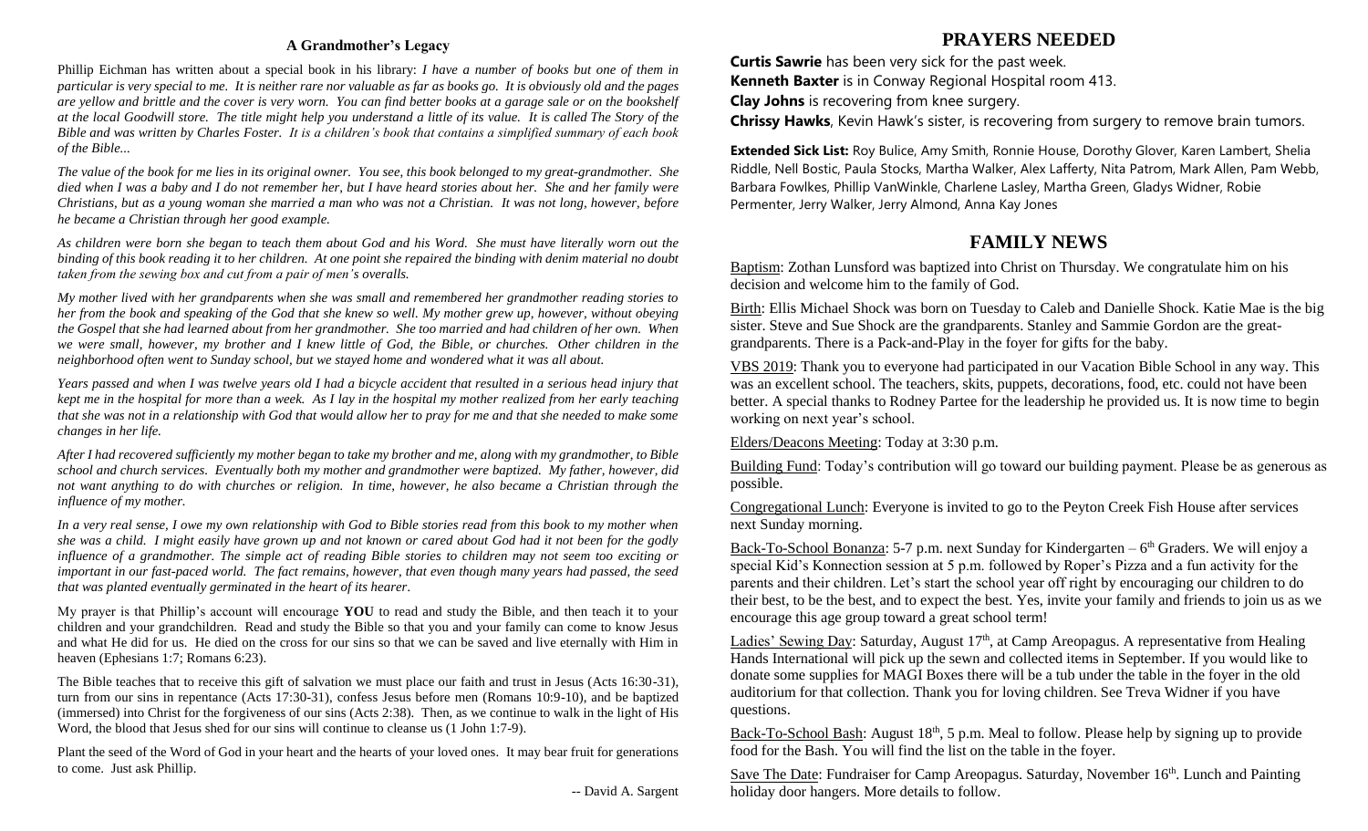### A Grandmother's Legacy

Phillip Eichman has written about a special book in his library: *I have a number of books but one of them in particular is very special to me. It is neither rare nor valuable as far as books go. It is obviously old and the pages are yellow and brittle and the cover is very worn. You can find better books at a garage sale or on the bookshelf at the local Goodwill store. The title might help you understand a little of its value. It is called The Story of the Bible and was written by Charles Foster. It is a children's book that contains a simplified summary of each book of the Bible...*

*The value of the book for me lies in its original owner. You see, this book belonged to my great-grandmother. She died when I was a baby and I do not remember her, but I have heard stories about her. She and her family were Christians, but as a young woman she married a man who was not a Christian. It was not long, however, before he became a Christian through her good example.*

*As children were born she began to teach them about God and his Word. She must have literally worn out the binding of this book reading it to her children. At one point she repaired the binding with denim material no doubt taken from the sewing box and cut from a pair of men's overalls.*

*My mother lived with her grandparents when she was small and remembered her grandmother reading stories to her from the book and speaking of the God that she knew so well. My mother grew up, however, without obeying the Gospel that she had learned about from her grandmother. She too married and had children of her own. When we were small, however, my brother and I knew little of God, the Bible, or churches. Other children in the neighborhood often went to Sunday school, but we stayed home and wondered what it was all about.*

*Years passed and when I was twelve years old I had a bicycle accident that resulted in a serious head injury that kept me in the hospital for more than a week. As I lay in the hospital my mother realized from her early teaching that she was not in a relationship with God that would allow her to pray for me and that she needed to make some changes in her life.*

*After I had recovered sufficiently my mother began to take my brother and me, along with my grandmother, to Bible school and church services. Eventually both my mother and grandmother were baptized. My father, however, did not want anything to do with churches or religion. In time, however, he also became a Christian through the influence of my mother.*

*In a very real sense, I owe my own relationship with God to Bible stories read from this book to my mother when she was a child. I might easily have grown up and not known or cared about God had it not been for the godly influence of a grandmother. The simple act of reading Bible stories to children may not seem too exciting or important in our fast-paced world. The fact remains, however, that even though many years had passed, the seed that was planted eventually germinated in the heart of its hearer.*

My prayer is that Phillip's account will encourage **YOU** to read and study the Bible, and then teach it to your children and your grandchildren. Read and study the Bible so that you and your family can come to know Jesus and what He did for us. He died on the cross for our sins so that we can be saved and live eternally with Him in heaven (Ephesians 1:7; Romans 6:23).

The Bible teaches that to receive this gift of salvation we must place our faith and trust in Jesus (Acts 16:30-31), turn from our sins in repentance (Acts 17:30-31), confess Jesus before men (Romans 10:9-10), and be baptized (immersed) into Christ for the forgiveness of our sins (Acts 2:38). Then, as we continue to walk in the light of His Word, the blood that Jesus shed for our sins will continue to cleanse us (1 John 1:7-9).

Plant the seed of the Word of God in your heart and the hearts of your loved ones. It may bear fruit for generations to come. Just ask Phillip.

-- David A. Sargent

## PRAYERS NEEDED

**Curtis Sawrie** has been very sick for the past week.
**Kenneth Baxter** is in Conway Regional Hospital room 413.
**Clay Johns** is recovering from knee surgery.
**Chrissy Hawks**, Kevin Hawk's sister, is recovering from surgery to remove brain tumors.

**Extended Sick List:** Roy Bulice, Amy Smith, Ronnie House, Dorothy Glover, Karen Lambert, Shelia Riddle, Nell Bostic, Paula Stocks, Martha Walker, Alex Lafferty, Nita Patrom, Mark Allen, Pam Webb, Barbara Fowlkes, Phillip VanWinkle, Charlene Lasley, Martha Green, Gladys Widner, Robie Permenter, Jerry Walker, Jerry Almond, Anna Kay Jones

## FAMILY NEWS

Baptism: Zothan Lunsford was baptized into Christ on Thursday. We congratulate him on his decision and welcome him to the family of God.

Birth: Ellis Michael Shock was born on Tuesday to Caleb and Danielle Shock. Katie Mae is the big sister. Steve and Sue Shock are the grandparents. Stanley and Sammie Gordon are the great-grandparents. There is a Pack-and-Play in the foyer for gifts for the baby.

VBS 2019: Thank you to everyone had participated in our Vacation Bible School in any way. This was an excellent school. The teachers, skits, puppets, decorations, food, etc. could not have been better. A special thanks to Rodney Partee for the leadership he provided us. It is now time to begin working on next year's school.

Elders/Deacons Meeting: Today at 3:30 p.m.

Building Fund: Today's contribution will go toward our building payment. Please be as generous as possible.

Congregational Lunch: Everyone is invited to go to the Peyton Creek Fish House after services next Sunday morning.

Back-To-School Bonanza: 5-7 p.m. next Sunday for Kindergarten – 6th Graders. We will enjoy a special Kid's Konnection session at 5 p.m. followed by Roper's Pizza and a fun activity for the parents and their children. Let's start the school year off right by encouraging our children to do their best, to be the best, and to expect the best. Yes, invite your family and friends to join us as we encourage this age group toward a great school term!

Ladies' Sewing Day: Saturday, August 17th, at Camp Areopagus. A representative from Healing Hands International will pick up the sewn and collected items in September. If you would like to donate some supplies for MAGI Boxes there will be a tub under the table in the foyer in the old auditorium for that collection. Thank you for loving children. See Treva Widner if you have questions.

Back-To-School Bash: August 18th, 5 p.m. Meal to follow. Please help by signing up to provide food for the Bash. You will find the list on the table in the foyer.

Save The Date: Fundraiser for Camp Areopagus. Saturday, November 16th. Lunch and Painting holiday door hangers. More details to follow.